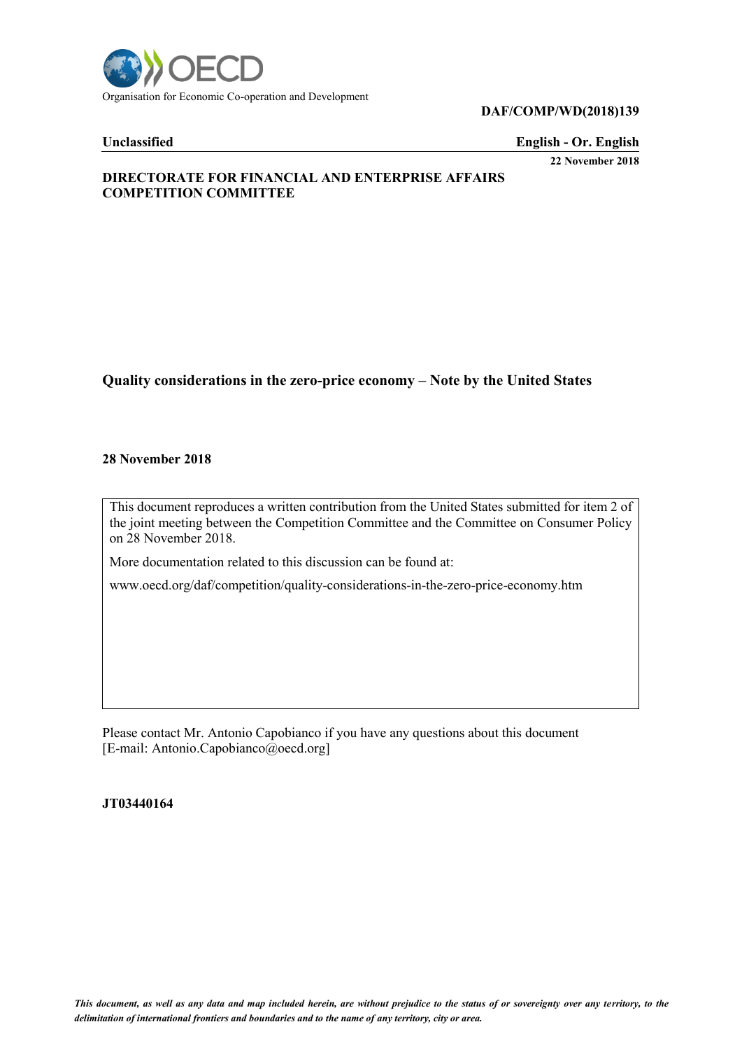Organisation for Economic Co-operation and Development

**DAF/COMP/WD(2018)139**

**Unclassified** **English - Or. English**

**22 November 2018**

**DIRECTORATE FOR FINANCIAL AND ENTERPRISE AFFAIRS**
**COMPETITION COMMITTEE**

# Quality considerations in the zero-price economy – Note by the United States

**28 November 2018**

This document reproduces a written contribution from the United States submitted for item 2 of the joint meeting between the Competition Committee and the Committee on Consumer Policy on 28 November 2018.

More documentation related to this discussion can be found at:

www.oecd.org/daf/competition/quality-considerations-in-the-zero-price-economy.htm

Please contact Mr. Antonio Capobianco if you have any questions about this document [E-mail: Antonio.Capobianco@oecd.org]

**JT03440164**

*This document, as well as any data and map included herein, are without prejudice to the status of or sovereignty over any territory, to the delimitation of international frontiers and boundaries and to the name of any territory, city or area.*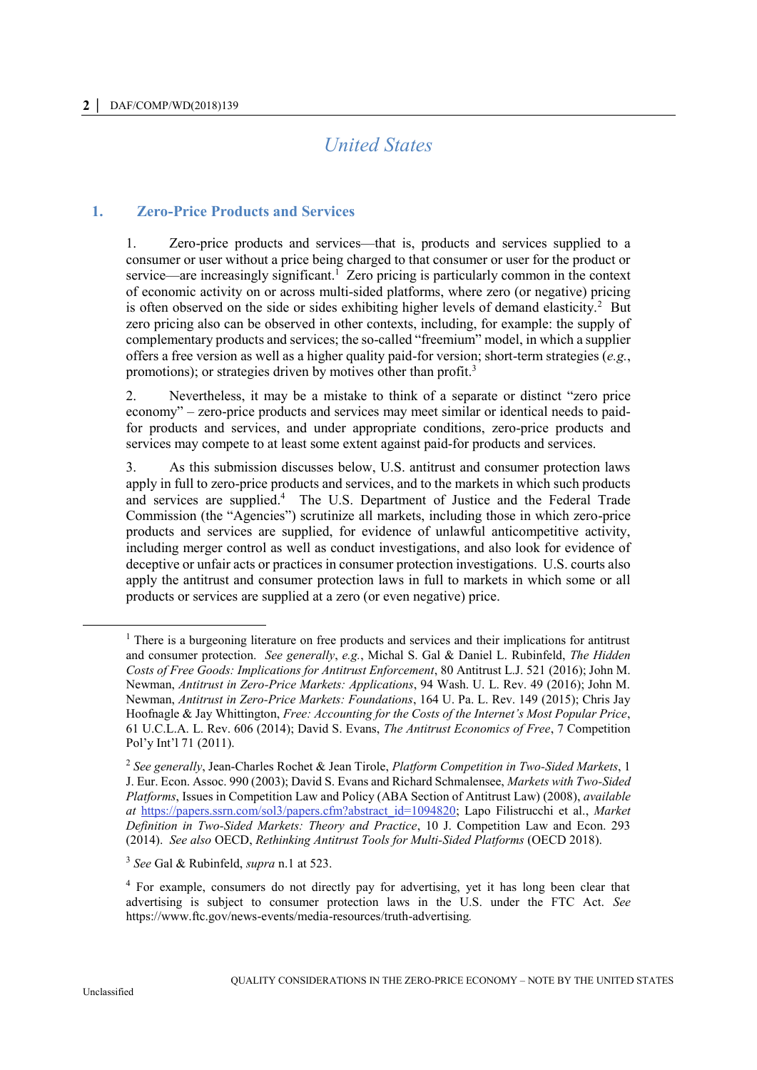# United States

## 1. Zero-Price Products and Services

1. Zero-price products and services—that is, products and services supplied to a consumer or user without a price being charged to that consumer or user for the product or service—are increasingly significant.[1] Zero pricing is particularly common in the context of economic activity on or across multi-sided platforms, where zero (or negative) pricing is often observed on the side or sides exhibiting higher levels of demand elasticity.[2] But zero pricing also can be observed in other contexts, including, for example: the supply of complementary products and services; the so-called "freemium" model, in which a supplier offers a free version as well as a higher quality paid-for version; short-term strategies (*e.g.*, promotions); or strategies driven by motives other than profit.[3]

2. Nevertheless, it may be a mistake to think of a separate or distinct "zero price economy" – zero-price products and services may meet similar or identical needs to paid-for products and services, and under appropriate conditions, zero-price products and services may compete to at least some extent against paid-for products and services.

3. As this submission discusses below, U.S. antitrust and consumer protection laws apply in full to zero-price products and services, and to the markets in which such products and services are supplied.[4] The U.S. Department of Justice and the Federal Trade Commission (the "Agencies") scrutinize all markets, including those in which zero-price products and services are supplied, for evidence of unlawful anticompetitive activity, including merger control as well as conduct investigations, and also look for evidence of deceptive or unfair acts or practices in consumer protection investigations. U.S. courts also apply the antitrust and consumer protection laws in full to markets in which some or all products or services are supplied at a zero (or even negative) price.

---

[1] There is a burgeoning literature on free products and services and their implications for antitrust and consumer protection. *See generally*, *e.g.*, Michal S. Gal & Daniel L. Rubinfeld, *The Hidden Costs of Free Goods: Implications for Antitrust Enforcement*, 80 Antitrust L.J. 521 (2016); John M. Newman, *Antitrust in Zero-Price Markets: Applications*, 94 Wash. U. L. Rev. 49 (2016); John M. Newman, *Antitrust in Zero-Price Markets: Foundations*, 164 U. Pa. L. Rev. 149 (2015); Chris Jay Hoofnagle & Jay Whittington, *Free: Accounting for the Costs of the Internet's Most Popular Price*, 61 U.C.L.A. L. Rev. 606 (2014); David S. Evans, *The Antitrust Economics of Free*, 7 Competition Pol'y Int'l 71 (2011).

[2] *See generally*, Jean-Charles Rochet & Jean Tirole, *Platform Competition in Two-Sided Markets*, 1 J. Eur. Econ. Assoc. 990 (2003); David S. Evans and Richard Schmalensee, *Markets with Two-Sided Platforms*, Issues in Competition Law and Policy (ABA Section of Antitrust Law) (2008), *available at* https://papers.ssrn.com/sol3/papers.cfm?abstract_id=1094820; Lapo Filistrucchi et al., *Market Definition in Two-Sided Markets: Theory and Practice*, 10 J. Competition Law and Econ. 293 (2014). *See also* OECD, *Rethinking Antitrust Tools for Multi-Sided Platforms* (OECD 2018).

[3] *See* Gal & Rubinfeld, *supra* n.1 at 523.

[4] For example, consumers do not directly pay for advertising, yet it has long been clear that advertising is subject to consumer protection laws in the U.S. under the FTC Act. *See* https://www.ftc.gov/news-events/media-resources/truth-advertising.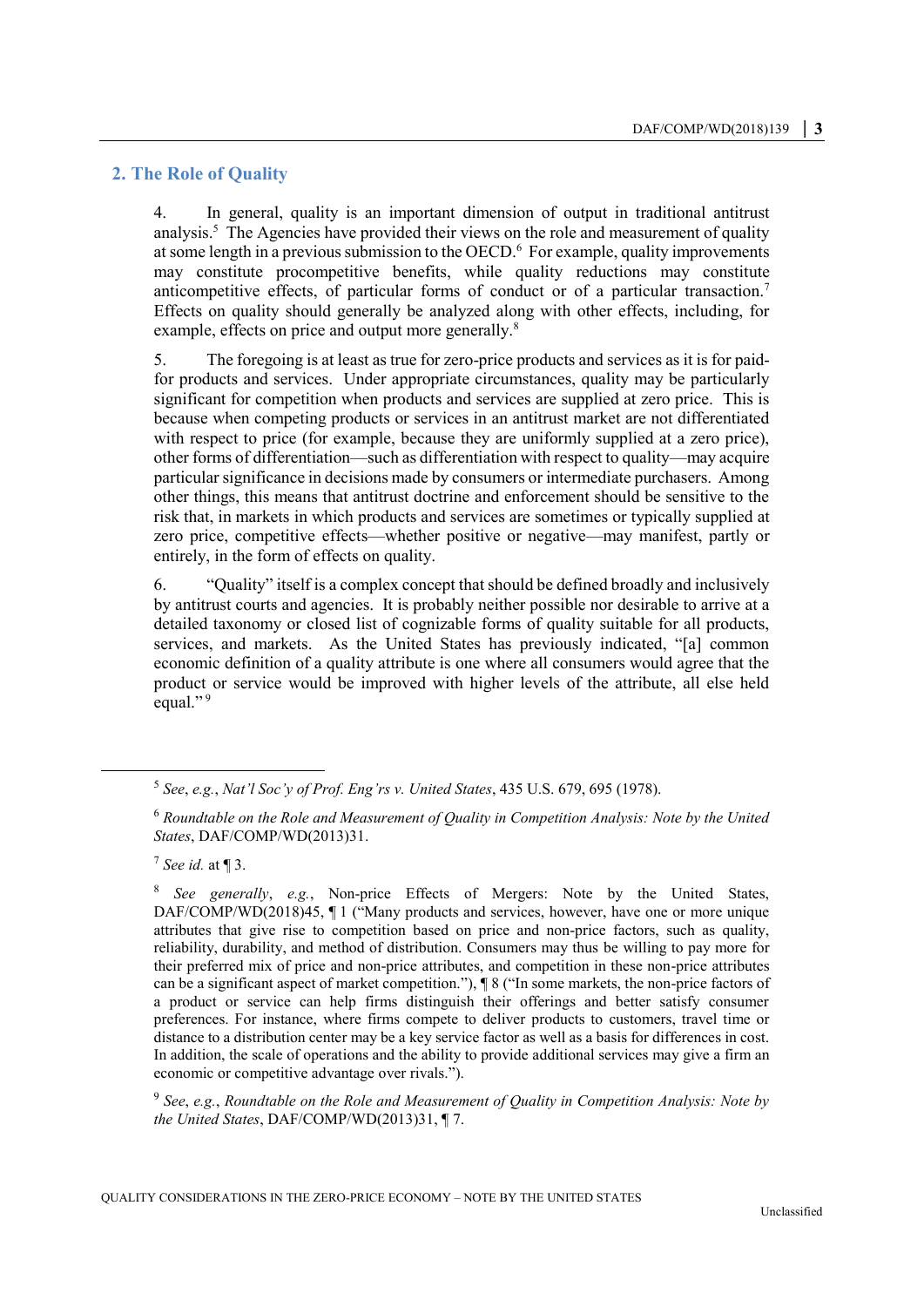## 2. The Role of Quality

4. In general, quality is an important dimension of output in traditional antitrust analysis.[5] The Agencies have provided their views on the role and measurement of quality at some length in a previous submission to the OECD.[6] For example, quality improvements may constitute procompetitive benefits, while quality reductions may constitute anticompetitive effects, of particular forms of conduct or of a particular transaction.[7] Effects on quality should generally be analyzed along with other effects, including, for example, effects on price and output more generally.[8]

5. The foregoing is at least as true for zero-price products and services as it is for paid-for products and services. Under appropriate circumstances, quality may be particularly significant for competition when products and services are supplied at zero price. This is because when competing products or services in an antitrust market are not differentiated with respect to price (for example, because they are uniformly supplied at a zero price), other forms of differentiation—such as differentiation with respect to quality—may acquire particular significance in decisions made by consumers or intermediate purchasers. Among other things, this means that antitrust doctrine and enforcement should be sensitive to the risk that, in markets in which products and services are sometimes or typically supplied at zero price, competitive effects—whether positive or negative—may manifest, partly or entirely, in the form of effects on quality.

6. "Quality" itself is a complex concept that should be defined broadly and inclusively by antitrust courts and agencies. It is probably neither possible nor desirable to arrive at a detailed taxonomy or closed list of cognizable forms of quality suitable for all products, services, and markets. As the United States has previously indicated, "[a] common economic definition of a quality attribute is one where all consumers would agree that the product or service would be improved with higher levels of the attribute, all else held equal."[9]

---

[5] *See*, *e.g.*, *Nat'l Soc'y of Prof. Eng'rs v. United States*, 435 U.S. 679, 695 (1978).

[6] *Roundtable on the Role and Measurement of Quality in Competition Analysis: Note by the United States*, DAF/COMP/WD(2013)31.

[7] *See id.* at ¶ 3.

[8] *See generally*, *e.g.*, Non-price Effects of Mergers: Note by the United States, DAF/COMP/WD(2018)45, ¶ 1 ("Many products and services, however, have one or more unique attributes that give rise to competition based on price and non-price factors, such as quality, reliability, durability, and method of distribution. Consumers may thus be willing to pay more for their preferred mix of price and non-price attributes, and competition in these non-price attributes can be a significant aspect of market competition."), ¶ 8 ("In some markets, the non-price factors of a product or service can help firms distinguish their offerings and better satisfy consumer preferences. For instance, where firms compete to deliver products to customers, travel time or distance to a distribution center may be a key service factor as well as a basis for differences in cost. In addition, the scale of operations and the ability to provide additional services may give a firm an economic or competitive advantage over rivals.").

[9] *See*, *e.g.*, *Roundtable on the Role and Measurement of Quality in Competition Analysis: Note by the United States*, DAF/COMP/WD(2013)31, ¶ 7.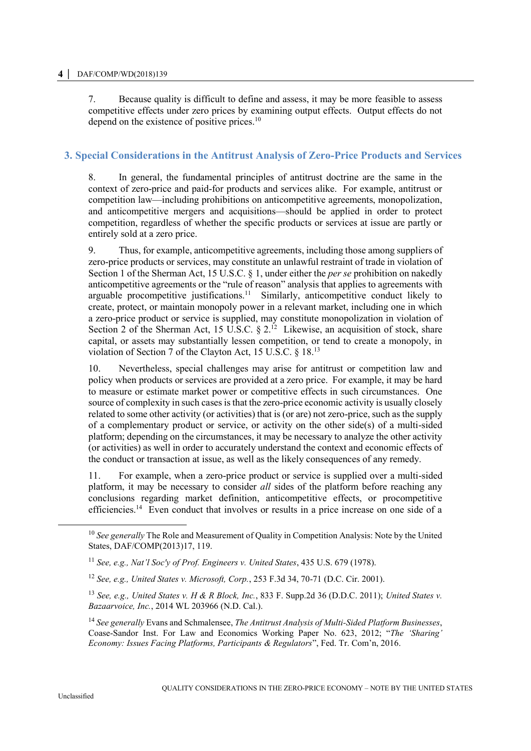7. Because quality is difficult to define and assess, it may be more feasible to assess competitive effects under zero prices by examining output effects. Output effects do not depend on the existence of positive prices.[10]

## 3. Special Considerations in the Antitrust Analysis of Zero-Price Products and Services

8. In general, the fundamental principles of antitrust doctrine are the same in the context of zero-price and paid-for products and services alike. For example, antitrust or competition law—including prohibitions on anticompetitive agreements, monopolization, and anticompetitive mergers and acquisitions—should be applied in order to protect competition, regardless of whether the specific products or services at issue are partly or entirely sold at a zero price.

9. Thus, for example, anticompetitive agreements, including those among suppliers of zero-price products or services, may constitute an unlawful restraint of trade in violation of Section 1 of the Sherman Act, 15 U.S.C. § 1, under either the *per se* prohibition on nakedly anticompetitive agreements or the "rule of reason" analysis that applies to agreements with arguable procompetitive justifications.[11] Similarly, anticompetitive conduct likely to create, protect, or maintain monopoly power in a relevant market, including one in which a zero-price product or service is supplied, may constitute monopolization in violation of Section 2 of the Sherman Act, 15 U.S.C. § 2.[12] Likewise, an acquisition of stock, share capital, or assets may substantially lessen competition, or tend to create a monopoly, in violation of Section 7 of the Clayton Act, 15 U.S.C. § 18.[13]

10. Nevertheless, special challenges may arise for antitrust or competition law and policy when products or services are provided at a zero price. For example, it may be hard to measure or estimate market power or competitive effects in such circumstances. One source of complexity in such cases is that the zero-price economic activity is usually closely related to some other activity (or activities) that is (or are) not zero-price, such as the supply of a complementary product or service, or activity on the other side(s) of a multi-sided platform; depending on the circumstances, it may be necessary to analyze the other activity (or activities) as well in order to accurately understand the context and economic effects of the conduct or transaction at issue, as well as the likely consequences of any remedy.

11. For example, when a zero-price product or service is supplied over a multi-sided platform, it may be necessary to consider *all* sides of the platform before reaching any conclusions regarding market definition, anticompetitive effects, or procompetitive efficiencies.[14] Even conduct that involves or results in a price increase on one side of a

---

[10] *See generally* The Role and Measurement of Quality in Competition Analysis: Note by the United States, DAF/COMP(2013)17, 119.

[11] *See, e.g., Nat'l Soc'y of Prof. Engineers v. United States*, 435 U.S. 679 (1978).

[12] *See, e.g., United States v. Microsoft, Corp.*, 253 F.3d 34, 70-71 (D.C. Cir. 2001).

[13] *See, e.g., United States v. H & R Block, Inc.*, 833 F. Supp.2d 36 (D.D.C. 2011); *United States v. Bazaarvoice, Inc.*, 2014 WL 203966 (N.D. Cal.).

[14] *See generally* Evans and Schmalensee, *The Antitrust Analysis of Multi-Sided Platform Businesses*, Coase-Sandor Inst. For Law and Economics Working Paper No. 623, 2012; "*The 'Sharing' Economy: Issues Facing Platforms, Participants & Regulators*", Fed. Tr. Com'n, 2016.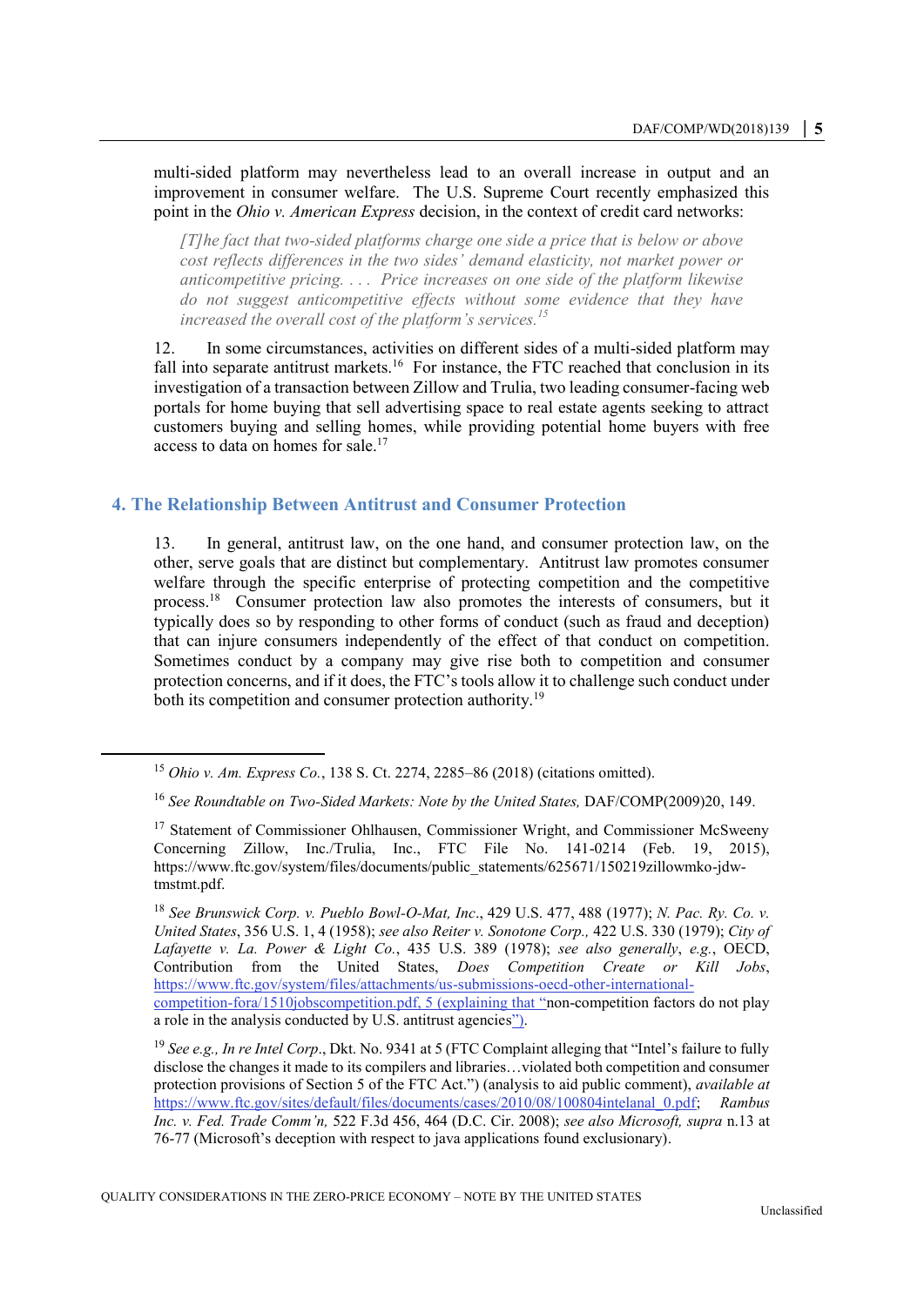multi-sided platform may nevertheless lead to an overall increase in output and an improvement in consumer welfare. The U.S. Supreme Court recently emphasized this point in the *Ohio v. American Express* decision, in the context of credit card networks:

> *[T]he fact that two-sided platforms charge one side a price that is below or above cost reflects differences in the two sides' demand elasticity, not market power or anticompetitive pricing. . . . Price increases on one side of the platform likewise do not suggest anticompetitive effects without some evidence that they have increased the overall cost of the platform's services.*[15]

12. In some circumstances, activities on different sides of a multi-sided platform may fall into separate antitrust markets.[16] For instance, the FTC reached that conclusion in its investigation of a transaction between Zillow and Trulia, two leading consumer-facing web portals for home buying that sell advertising space to real estate agents seeking to attract customers buying and selling homes, while providing potential home buyers with free access to data on homes for sale.[17]

## 4. The Relationship Between Antitrust and Consumer Protection

13. In general, antitrust law, on the one hand, and consumer protection law, on the other, serve goals that are distinct but complementary. Antitrust law promotes consumer welfare through the specific enterprise of protecting competition and the competitive process.[18] Consumer protection law also promotes the interests of consumers, but it typically does so by responding to other forms of conduct (such as fraud and deception) that can injure consumers independently of the effect of that conduct on competition. Sometimes conduct by a company may give rise both to competition and consumer protection concerns, and if it does, the FTC's tools allow it to challenge such conduct under both its competition and consumer protection authority.[19]

---

[15] *Ohio v. Am. Express Co.*, 138 S. Ct. 2274, 2285–86 (2018) (citations omitted).

[16] *See Roundtable on Two-Sided Markets: Note by the United States,* DAF/COMP(2009)20, 149.

[17] Statement of Commissioner Ohlhausen, Commissioner Wright, and Commissioner McSweeny Concerning Zillow, Inc./Trulia, Inc., FTC File No. 141-0214 (Feb. 19, 2015), https://www.ftc.gov/system/files/documents/public_statements/625671/150219zillowmko-jdw-tmstmt.pdf.

[18] *See Brunswick Corp. v. Pueblo Bowl-O-Mat, Inc*., 429 U.S. 477, 488 (1977); *N. Pac. Ry. Co. v. United States*, 356 U.S. 1, 4 (1958); *see also Reiter v. Sonotone Corp.,* 422 U.S. 330 (1979); *City of Lafayette v. La. Power & Light Co.*, 435 U.S. 389 (1978); *see also generally*, *e.g.*, OECD, Contribution from the United States, *Does Competition Create or Kill Jobs*, https://www.ftc.gov/system/files/attachments/us-submissions-oecd-other-international-competition-fora/1510jobscompetition.pdf, 5 (explaining that "non-competition factors do not play a role in the analysis conducted by U.S. antitrust agencies").

[19] *See e.g., In re Intel Corp*., Dkt. No. 9341 at 5 (FTC Complaint alleging that "Intel's failure to fully disclose the changes it made to its compilers and libraries…violated both competition and consumer protection provisions of Section 5 of the FTC Act.") (analysis to aid public comment), *available at* https://www.ftc.gov/sites/default/files/documents/cases/2010/08/100804intelanal_0.pdf; *Rambus Inc. v. Fed. Trade Comm'n,* 522 F.3d 456, 464 (D.C. Cir. 2008); *see also Microsoft, supra* n.13 at 76-77 (Microsoft's deception with respect to java applications found exclusionary).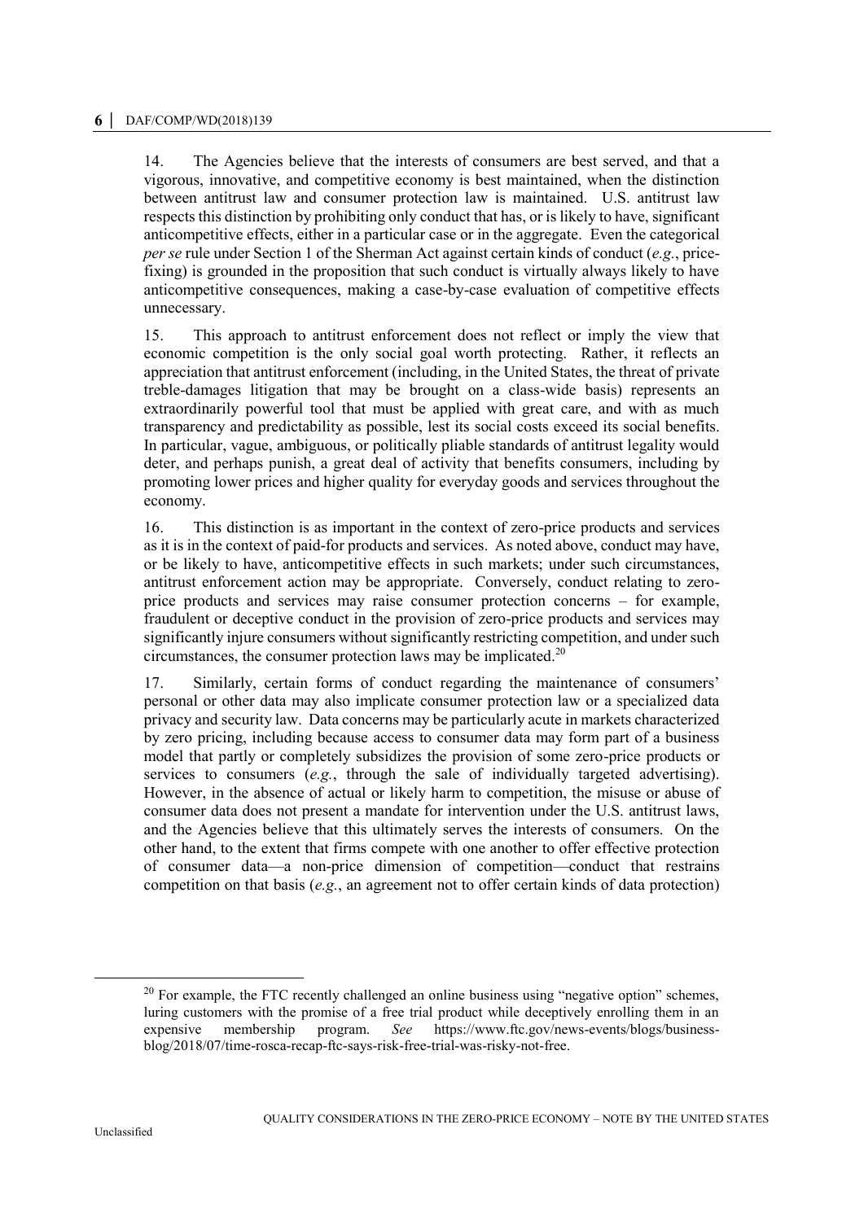14. The Agencies believe that the interests of consumers are best served, and that a vigorous, innovative, and competitive economy is best maintained, when the distinction between antitrust law and consumer protection law is maintained. U.S. antitrust law respects this distinction by prohibiting only conduct that has, or is likely to have, significant anticompetitive effects, either in a particular case or in the aggregate. Even the categorical *per se* rule under Section 1 of the Sherman Act against certain kinds of conduct (*e.g.*, price-fixing) is grounded in the proposition that such conduct is virtually always likely to have anticompetitive consequences, making a case-by-case evaluation of competitive effects unnecessary.

15. This approach to antitrust enforcement does not reflect or imply the view that economic competition is the only social goal worth protecting. Rather, it reflects an appreciation that antitrust enforcement (including, in the United States, the threat of private treble-damages litigation that may be brought on a class-wide basis) represents an extraordinarily powerful tool that must be applied with great care, and with as much transparency and predictability as possible, lest its social costs exceed its social benefits. In particular, vague, ambiguous, or politically pliable standards of antitrust legality would deter, and perhaps punish, a great deal of activity that benefits consumers, including by promoting lower prices and higher quality for everyday goods and services throughout the economy.

16. This distinction is as important in the context of zero-price products and services as it is in the context of paid-for products and services. As noted above, conduct may have, or be likely to have, anticompetitive effects in such markets; under such circumstances, antitrust enforcement action may be appropriate. Conversely, conduct relating to zero-price products and services may raise consumer protection concerns – for example, fraudulent or deceptive conduct in the provision of zero-price products and services may significantly injure consumers without significantly restricting competition, and under such circumstances, the consumer protection laws may be implicated.[20]

17. Similarly, certain forms of conduct regarding the maintenance of consumers' personal or other data may also implicate consumer protection law or a specialized data privacy and security law. Data concerns may be particularly acute in markets characterized by zero pricing, including because access to consumer data may form part of a business model that partly or completely subsidizes the provision of some zero-price products or services to consumers (*e.g.*, through the sale of individually targeted advertising). However, in the absence of actual or likely harm to competition, the misuse or abuse of consumer data does not present a mandate for intervention under the U.S. antitrust laws, and the Agencies believe that this ultimately serves the interests of consumers. On the other hand, to the extent that firms compete with one another to offer effective protection of consumer data—a non-price dimension of competition—conduct that restrains competition on that basis (*e.g.*, an agreement not to offer certain kinds of data protection)

---

[20] For example, the FTC recently challenged an online business using "negative option" schemes, luring customers with the promise of a free trial product while deceptively enrolling them in an expensive membership program. *See* https://www.ftc.gov/news-events/blogs/business-blog/2018/07/time-rosca-recap-ftc-says-risk-free-trial-was-risky-not-free.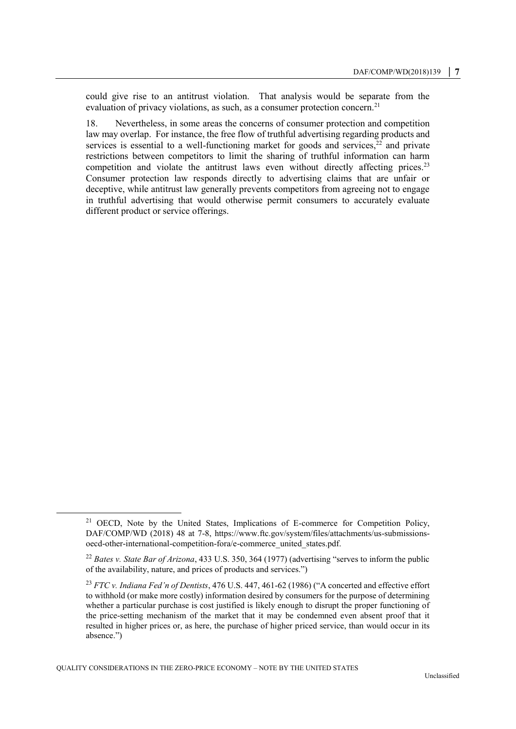could give rise to an antitrust violation. That analysis would be separate from the evaluation of privacy violations, as such, as a consumer protection concern.[21]

18. Nevertheless, in some areas the concerns of consumer protection and competition law may overlap. For instance, the free flow of truthful advertising regarding products and services is essential to a well-functioning market for goods and services,[22] and private restrictions between competitors to limit the sharing of truthful information can harm competition and violate the antitrust laws even without directly affecting prices.[23] Consumer protection law responds directly to advertising claims that are unfair or deceptive, while antitrust law generally prevents competitors from agreeing not to engage in truthful advertising that would otherwise permit consumers to accurately evaluate different product or service offerings.

---

[21] OECD, Note by the United States, Implications of E-commerce for Competition Policy, DAF/COMP/WD (2018) 48 at 7-8, https://www.ftc.gov/system/files/attachments/us-submissions-oecd-other-international-competition-fora/e-commerce_united_states.pdf.

[22] *Bates v. State Bar of Arizona*, 433 U.S. 350, 364 (1977) (advertising "serves to inform the public of the availability, nature, and prices of products and services.")

[23] *FTC v. Indiana Fed'n of Dentists*, 476 U.S. 447, 461-62 (1986) ("A concerted and effective effort to withhold (or make more costly) information desired by consumers for the purpose of determining whether a particular purchase is cost justified is likely enough to disrupt the proper functioning of the price-setting mechanism of the market that it may be condemned even absent proof that it resulted in higher prices or, as here, the purchase of higher priced service, than would occur in its absence.")